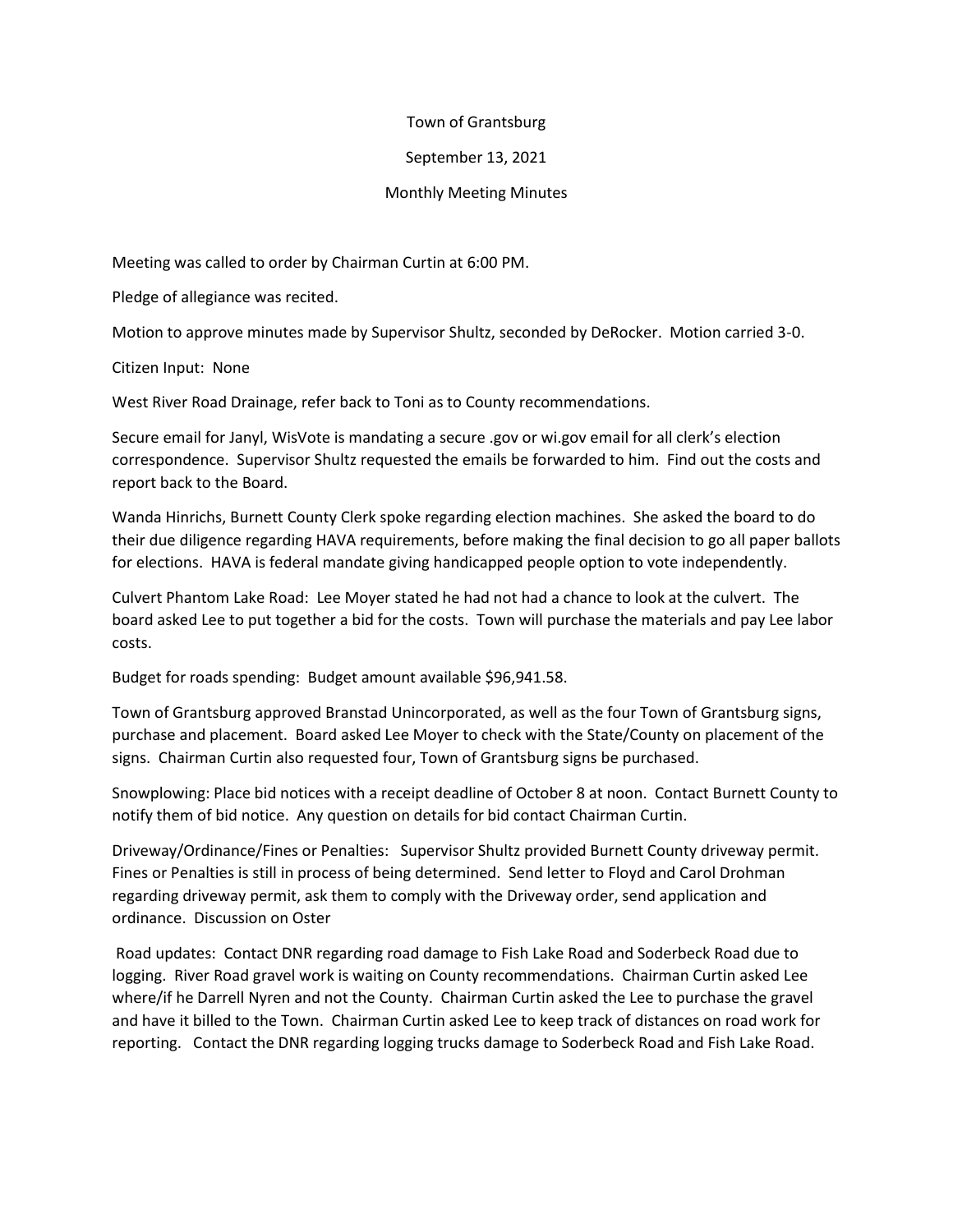Town of Grantsburg

September 13, 2021

Monthly Meeting Minutes

Meeting was called to order by Chairman Curtin at 6:00 PM.

Pledge of allegiance was recited.

Motion to approve minutes made by Supervisor Shultz, seconded by DeRocker. Motion carried 3-0.

Citizen Input: None

West River Road Drainage, refer back to Toni as to County recommendations.

Secure email for Janyl, WisVote is mandating a secure .gov or wi.gov email for all clerk's election correspondence. Supervisor Shultz requested the emails be forwarded to him. Find out the costs and report back to the Board.

Wanda Hinrichs, Burnett County Clerk spoke regarding election machines. She asked the board to do their due diligence regarding HAVA requirements, before making the final decision to go all paper ballots for elections. HAVA is federal mandate giving handicapped people option to vote independently.

Culvert Phantom Lake Road: Lee Moyer stated he had not had a chance to look at the culvert. The board asked Lee to put together a bid for the costs. Town will purchase the materials and pay Lee labor costs.

Budget for roads spending: Budget amount available $96,941.58.

Town of Grantsburg approved Branstad Unincorporated, as well as the four Town of Grantsburg signs, purchase and placement. Board asked Lee Moyer to check with the State/County on placement of the signs. Chairman Curtin also requested four, Town of Grantsburg signs be purchased.

Snowplowing: Place bid notices with a receipt deadline of October 8 at noon. Contact Burnett County to notify them of bid notice. Any question on details for bid contact Chairman Curtin.

Driveway/Ordinance/Fines or Penalties: Supervisor Shultz provided Burnett County driveway permit. Fines or Penalties is still in process of being determined. Send letter to Floyd and Carol Drohman regarding driveway permit, ask them to comply with the Driveway order, send application and ordinance. Discussion on Oster

Road updates: Contact DNR regarding road damage to Fish Lake Road and Soderbeck Road due to logging. River Road gravel work is waiting on County recommendations. Chairman Curtin asked Lee where/if he Darrell Nyren and not the County. Chairman Curtin asked the Lee to purchase the gravel and have it billed to the Town. Chairman Curtin asked Lee to keep track of distances on road work for reporting. Contact the DNR regarding logging trucks damage to Soderbeck Road and Fish Lake Road.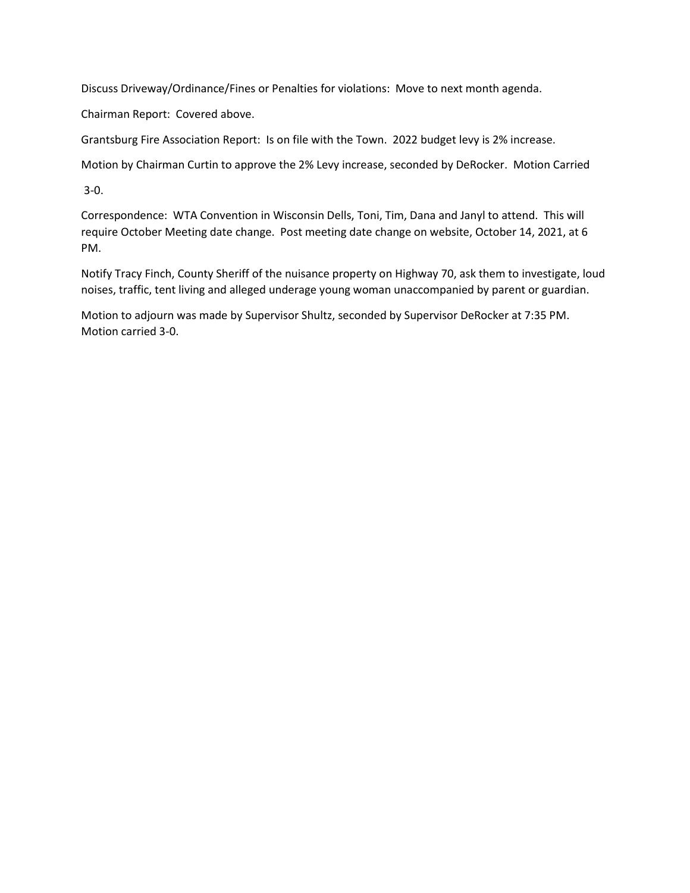Discuss Driveway/Ordinance/Fines or Penalties for violations: Move to next month agenda.

Chairman Report: Covered above.

Grantsburg Fire Association Report: Is on file with the Town. 2022 budget levy is 2% increase.

Motion by Chairman Curtin to approve the 2% Levy increase, seconded by DeRocker. Motion Carried 3-0.

Correspondence: WTA Convention in Wisconsin Dells, Toni, Tim, Dana and Janyl to attend. This will require October Meeting date change. Post meeting date change on website, October 14, 2021, at 6 PM.

Notify Tracy Finch, County Sheriff of the nuisance property on Highway 70, ask them to investigate, loud noises, traffic, tent living and alleged underage young woman unaccompanied by parent or guardian.

Motion to adjourn was made by Supervisor Shultz, seconded by Supervisor DeRocker at 7:35 PM. Motion carried 3-0.